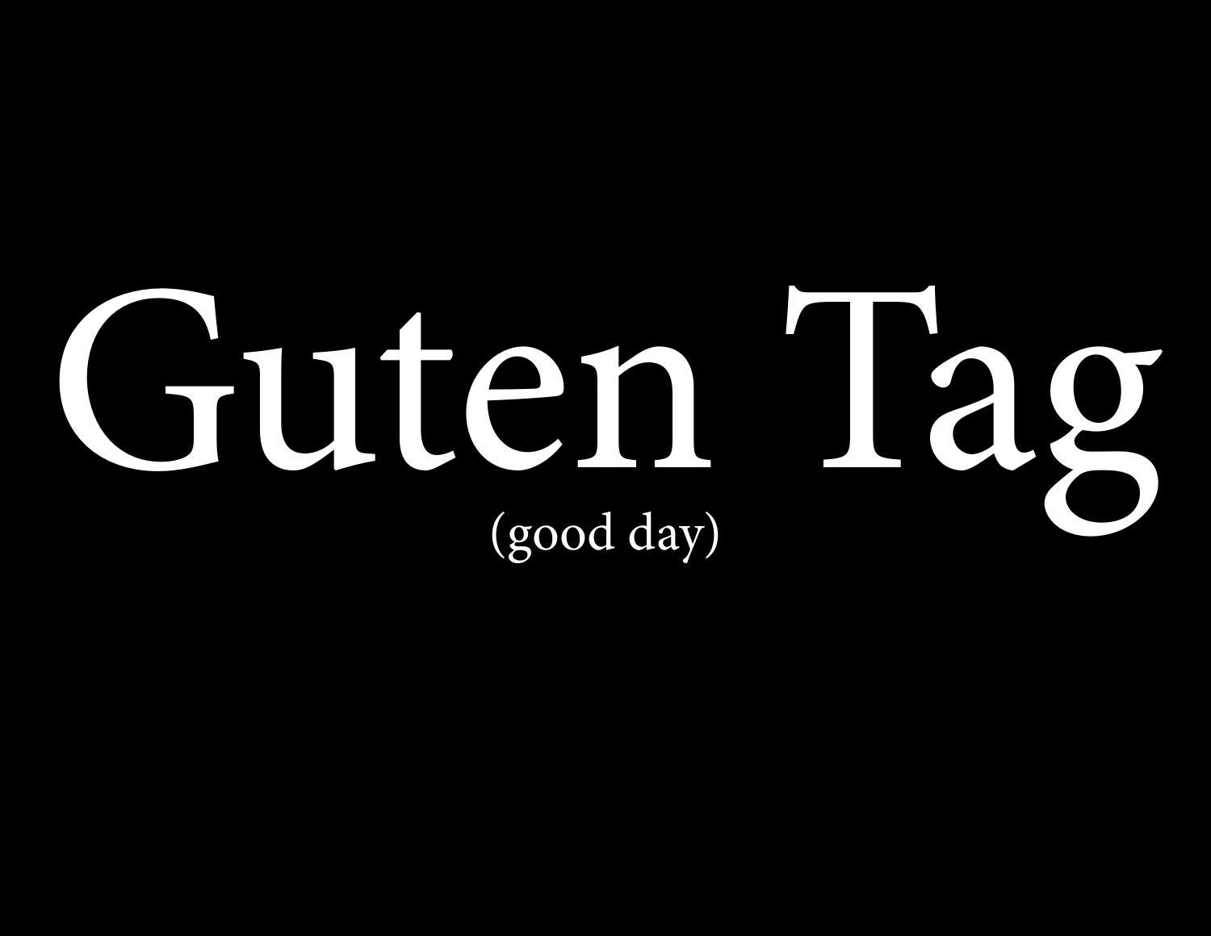# Guten Tag

(good day)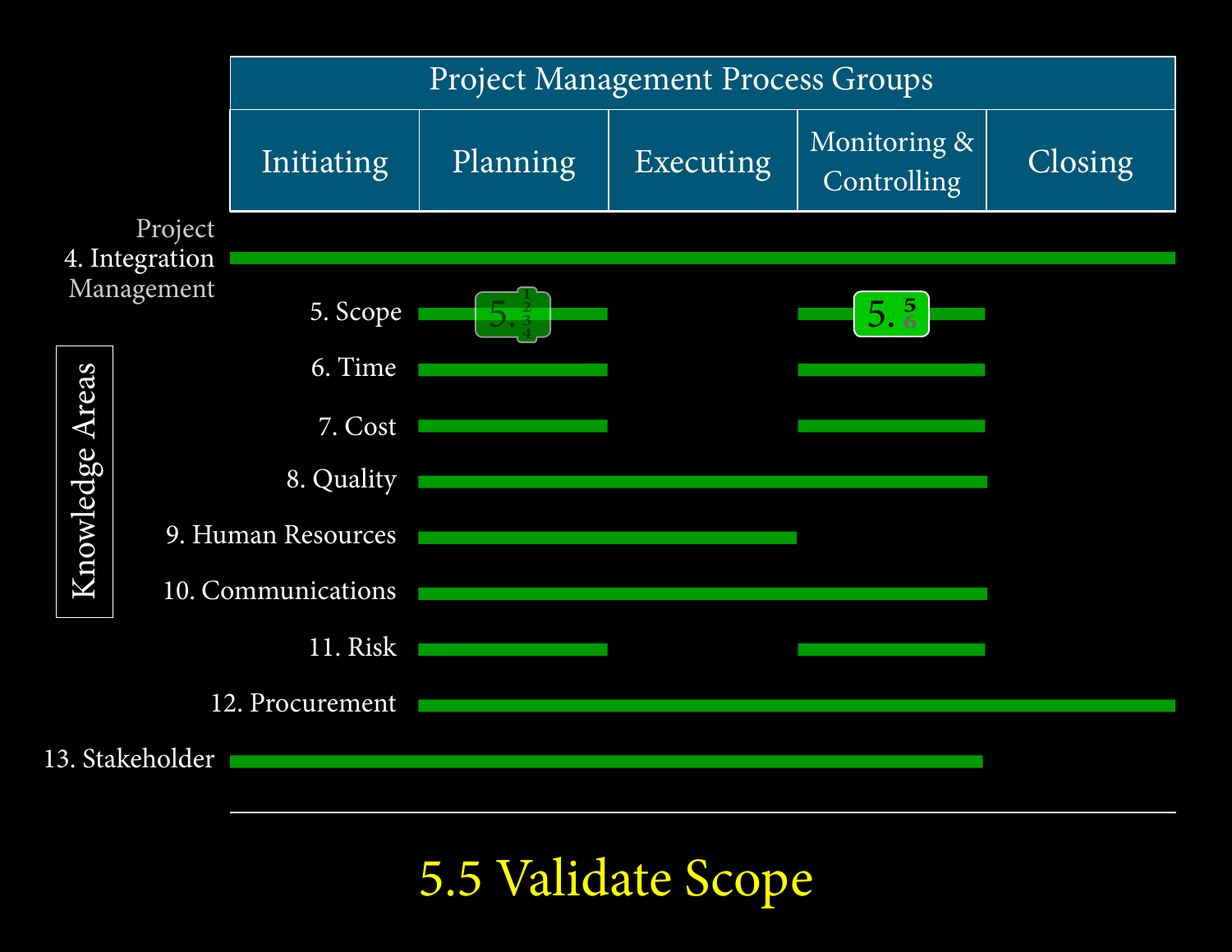| | Project Management Process Groups | | | | |
|---|---|---|---|---|---|
| | Initiating | Planning | Executing | Monitoring & Controlling | Closing |
| Project 4. Integration Management | ■ | ■ | ■ | ■ | ■ |
| 5. Scope | | ■ 5.1, 5.2, 5.3, 5.4 | | ■ 5.5, 5.6 | |
| 6. Time | | ■ | | ■ | |
| 7. Cost | | ■ | | ■ | |
| 8. Quality | | ■ | ■ | ■ | |
| 9. Human Resources | | ■ | ■ | | |
| 10. Communications | | ■ | ■ | ■ | |
| 11. Risk | | ■ | | ■ | |
| 12. Procurement | | ■ | ■ | ■ | ■ |
| 13. Stakeholder | ■ | ■ | ■ | ■ | |

Knowledge Areas

# 5.5 Validate Scope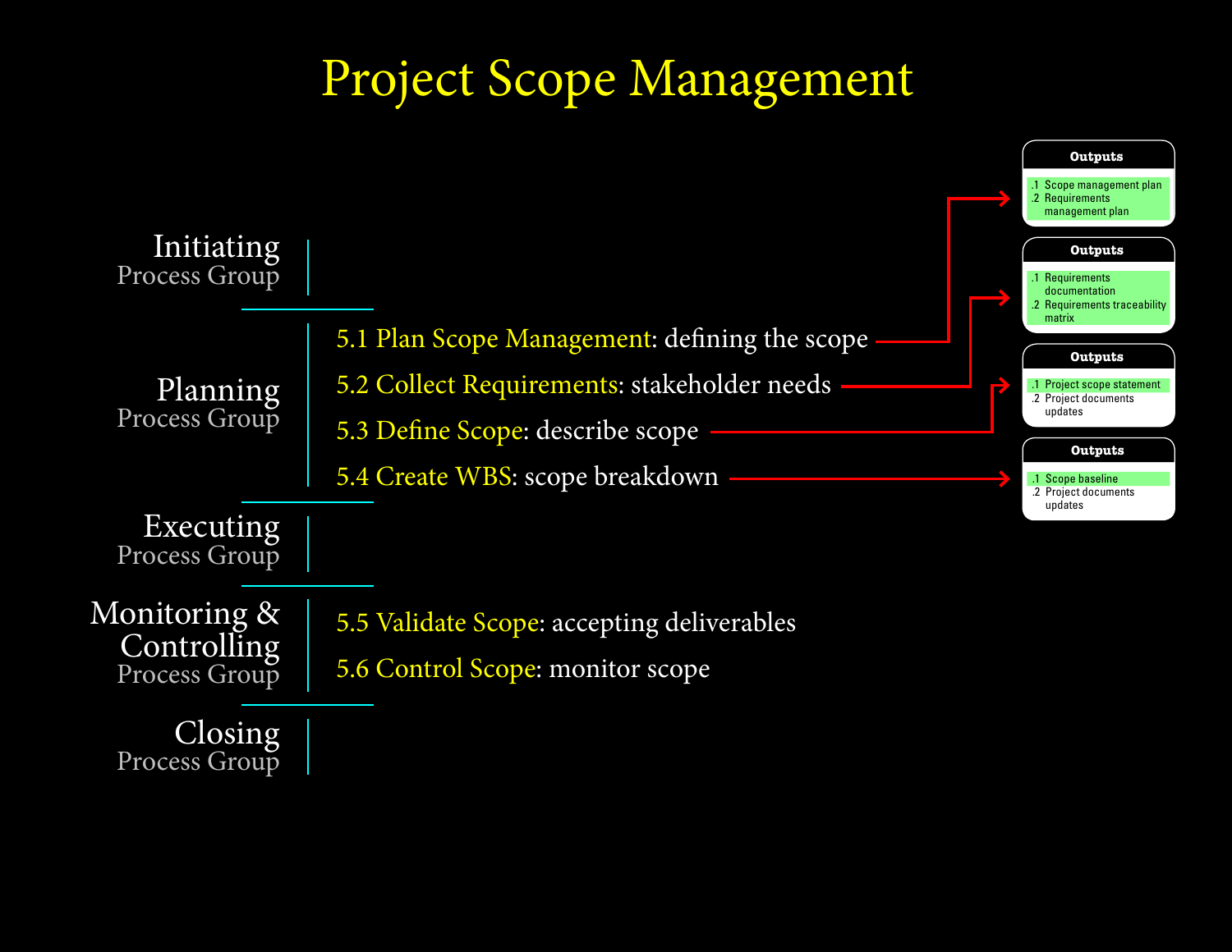# Project Scope Management

**Initiating** Process Group

**Planning** Process Group

- 5.1 Plan Scope Management: defining the scope
- 5.2 Collect Requirements: stakeholder needs
- 5.3 Define Scope: describe scope
- 5.4 Create WBS: scope breakdown

**Executing** Process Group

**Monitoring & Controlling** Process Group

- 5.5 Validate Scope: accepting deliverables
- 5.6 Control Scope: monitor scope

**Closing** Process Group

**Outputs** (5.1 Plan Scope Management)

.1 Scope management plan
.2 Requirements management plan

**Outputs** (5.2 Collect Requirements)

.1 Requirements documentation
.2 Requirements traceability matrix

**Outputs** (5.3 Define Scope)

.1 Project scope statement
.2 Project documents updates

**Outputs** (5.4 Create WBS)

.1 Scope baseline
.2 Project documents updates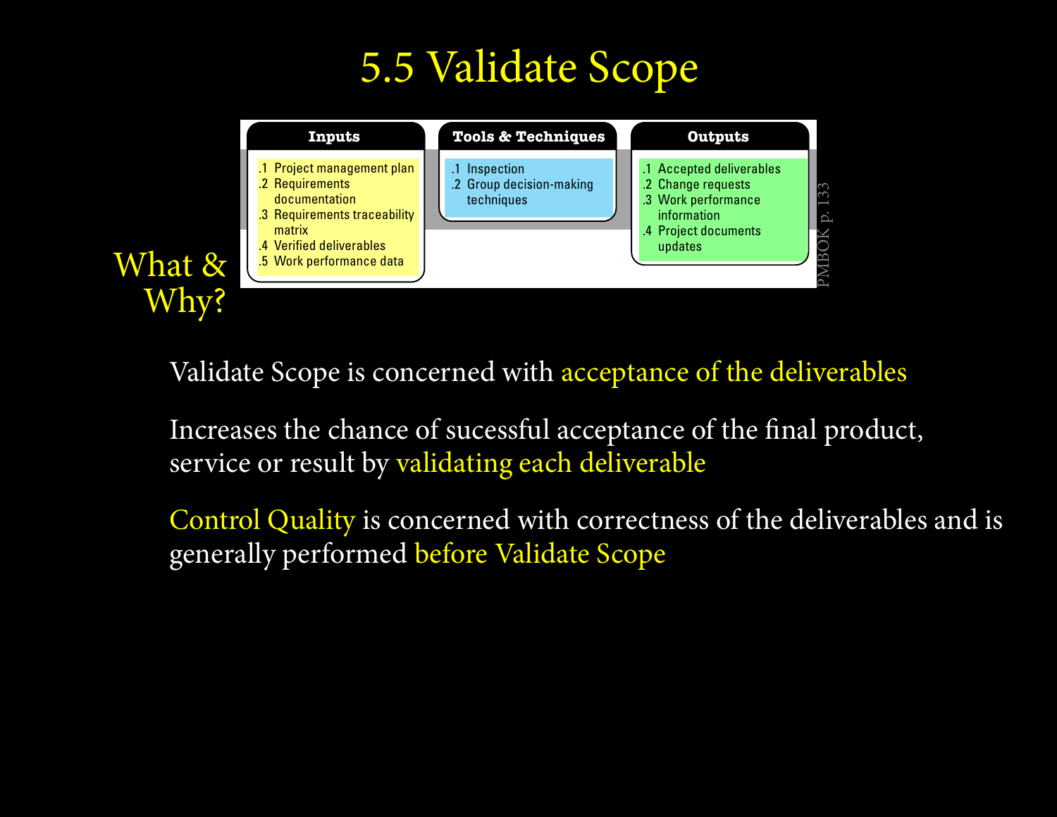# 5.5 Validate Scope

| Inputs | Tools & Techniques | Outputs |
|---|---|---|
| .1 Project management plan<br>.2 Requirements documentation<br>.3 Requirements traceability matrix<br>.4 Verified deliverables<br>.5 Work performance data | .1 Inspection<br>.2 Group decision-making techniques | .1 Accepted deliverables<br>.2 Change requests<br>.3 Work performance information<br>.4 Project documents updates |

PMBOK p. 133

## What & Why?

Validate Scope is concerned with acceptance of the deliverables

Increases the chance of sucessful acceptance of the final product, service or result by validating each deliverable

Control Quality is concerned with correctness of the deliverables and is generally performed before Validate Scope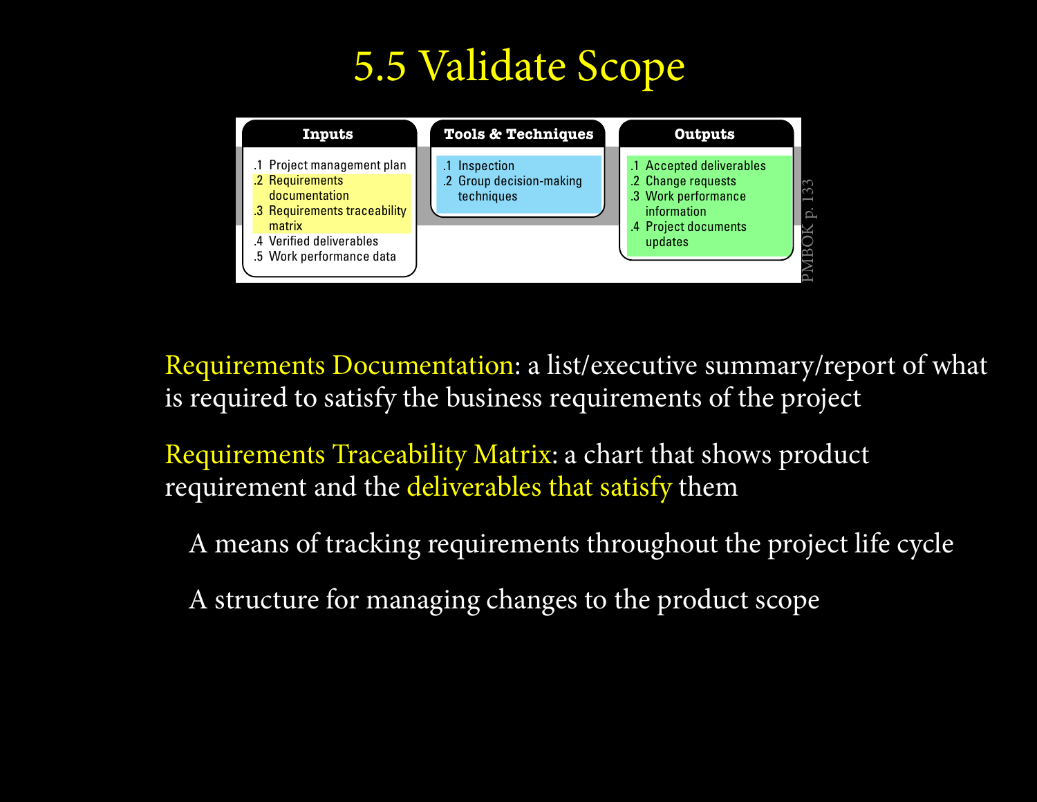# 5.5 Validate Scope

| Inputs | Tools & Techniques | Outputs |
| --- | --- | --- |
| .1 Project management plan<br>.2 Requirements documentation<br>.3 Requirements traceability matrix<br>.4 Verified deliverables<br>.5 Work performance data | .1 Inspection<br>.2 Group decision-making techniques | .1 Accepted deliverables<br>.2 Change requests<br>.3 Work performance information<br>.4 Project documents updates |

PMBOK p. 133

Requirements Documentation: a list/executive summary/report of what is required to satisfy the business requirements of the project

Requirements Traceability Matrix: a chart that shows product requirement and the deliverables that satisfy them

- A means of tracking requirements throughout the project life cycle
- A structure for managing changes to the product scope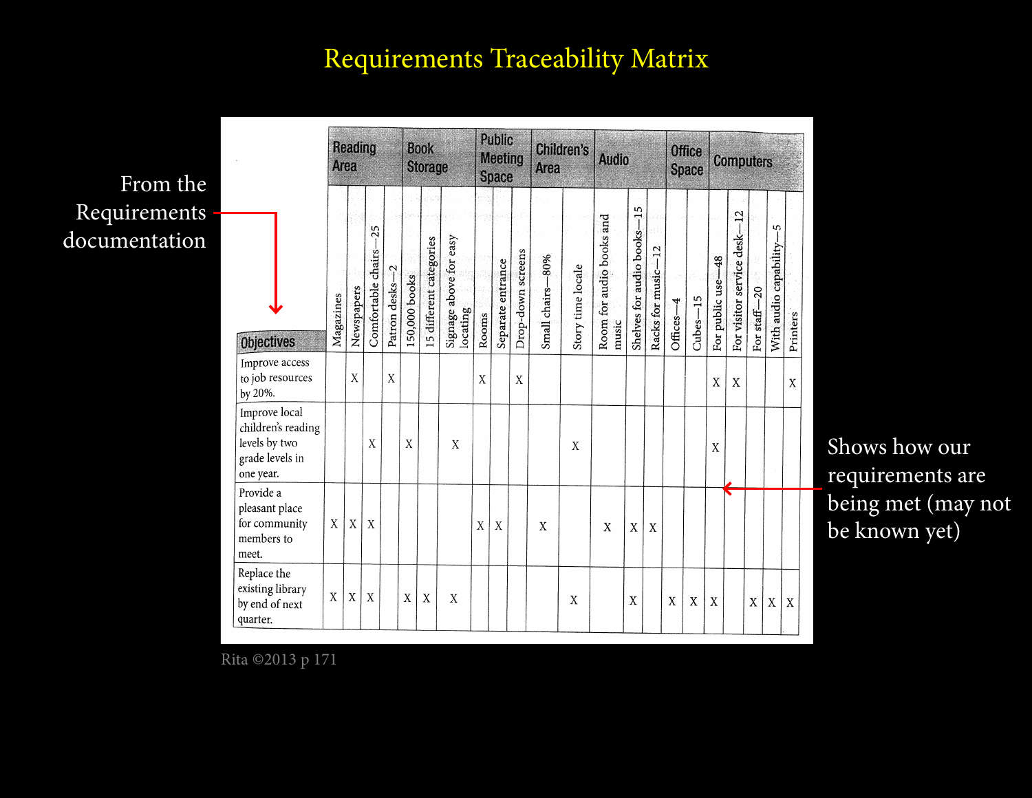# Requirements Traceability Matrix

From the Requirements documentation

| Objectives | Reading Area | | | | Book Storage | | | Public Meeting Space | | | Children's Area | | Audio | | | Office Space | | Computers | | | | |
|---|---|---|---|---|---|---|---|---|---|---|---|---|---|---|---|---|---|---|---|---|---|---|
| | Magazines | Newspapers | Comfortable chairs—25 | Patron desks—2 | 150,000 books | 15 different categories | Signage above for easy locating | Rooms | Separate entrance | Drop-down screens | Small chairs—80% | Story time locale | Room for audio books and music | Shelves for audio books—15 | Racks for music—12 | Offices—4 | Cubes—15 | For public use—48 | For visitor service desk—12 | For staff—20 | With audio capability—5 | Printers |
| Improve access to job resources by 20%. | | X | | X | | | | X | | X | | | | | | | | X | X | | | X |
| Improve local children's reading levels by two grade levels in one year. | | | X | | X | | X | | | | | X | | | | | | X | | | | |
| Provide a pleasant place for community members to meet. | X | X | X | | | | | X | X | | X | | X | X | X | | | | | | | |
| Replace the existing library by end of next quarter. | X | X | X | | X | X | X | | | | | X | | X | | X | X | X | | X | X | X |

Shows how our requirements are being met (may not be known yet)

Rita ©2013 p 171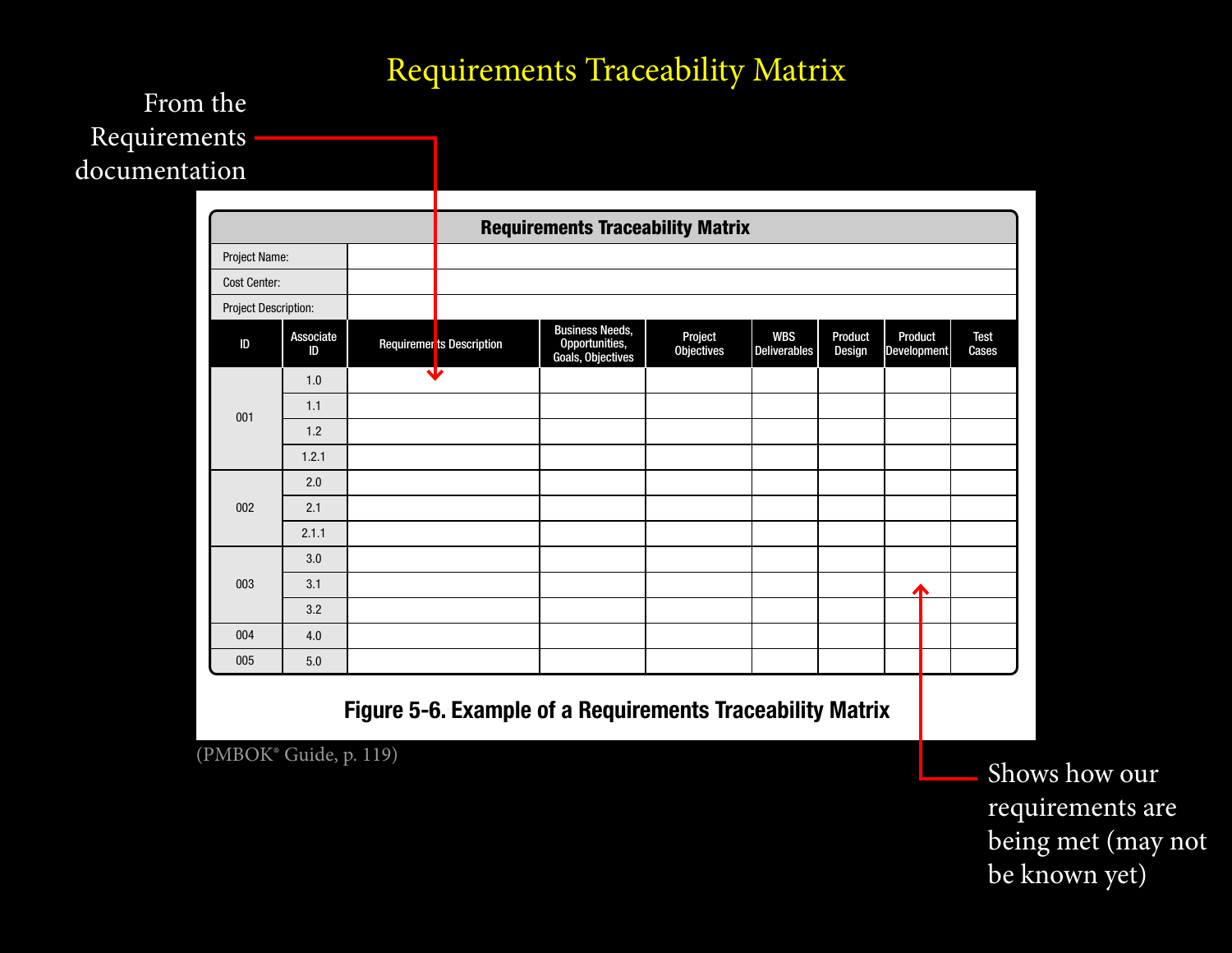# Requirements Traceability Matrix

From the Requirements documentation

| Requirements Traceability Matrix | | | | | | | | | |
|---|---|---|---|---|---|---|---|---|---|
| Project Name: | | | | | | | | | |
| Cost Center: | | | | | | | | | |
| Project Description: | | | | | | | | | |
| ID | Associate ID | Requirements Description | Business Needs, Opportunities, Goals, Objectives | Project Objectives | WBS Deliverables | Product Design | Product Development | Test Cases |
| 001 | 1.0 | | | | | | | |
| | 1.1 | | | | | | | |
| | 1.2 | | | | | | | |
| | 1.2.1 | | | | | | | |
| 002 | 2.0 | | | | | | | |
| | 2.1 | | | | | | | |
| | 2.1.1 | | | | | | | |
| 003 | 3.0 | | | | | | | |
| | 3.1 | | | | | | | |
| | 3.2 | | | | | | | |
| 004 | 4.0 | | | | | | | |
| 005 | 5.0 | | | | | | | |

**Figure 5-6. Example of a Requirements Traceability Matrix**

(PMBOK® Guide, p. 119)

Shows how our requirements are being met (may not be known yet)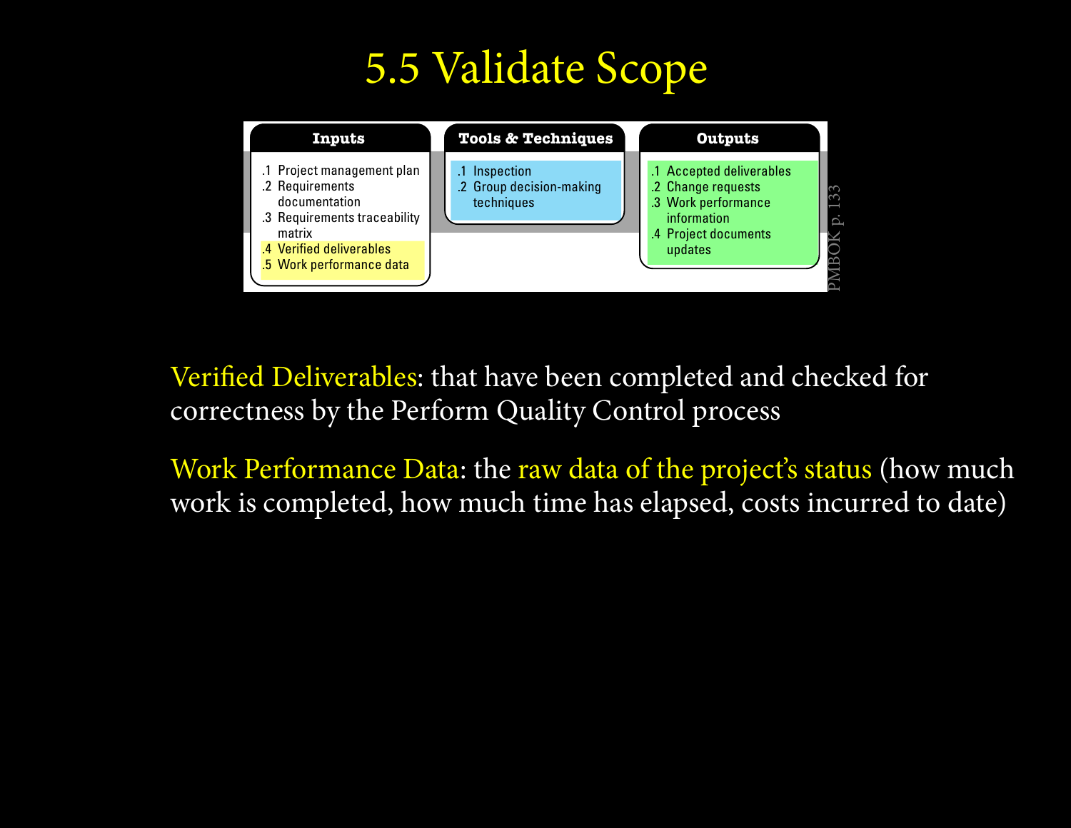# 5.5 Validate Scope

| Inputs | Tools & Techniques | Outputs |
| --- | --- | --- |
| .1 Project management plan<br>.2 Requirements documentation<br>.3 Requirements traceability matrix<br>.4 Verified deliverables<br>.5 Work performance data | .1 Inspection<br>.2 Group decision-making techniques | .1 Accepted deliverables<br>.2 Change requests<br>.3 Work performance information<br>.4 Project documents updates |

PMBOK p. 133

Verified Deliverables: that have been completed and checked for correctness by the Perform Quality Control process

Work Performance Data: the raw data of the project's status (how much work is completed, how much time has elapsed, costs incurred to date)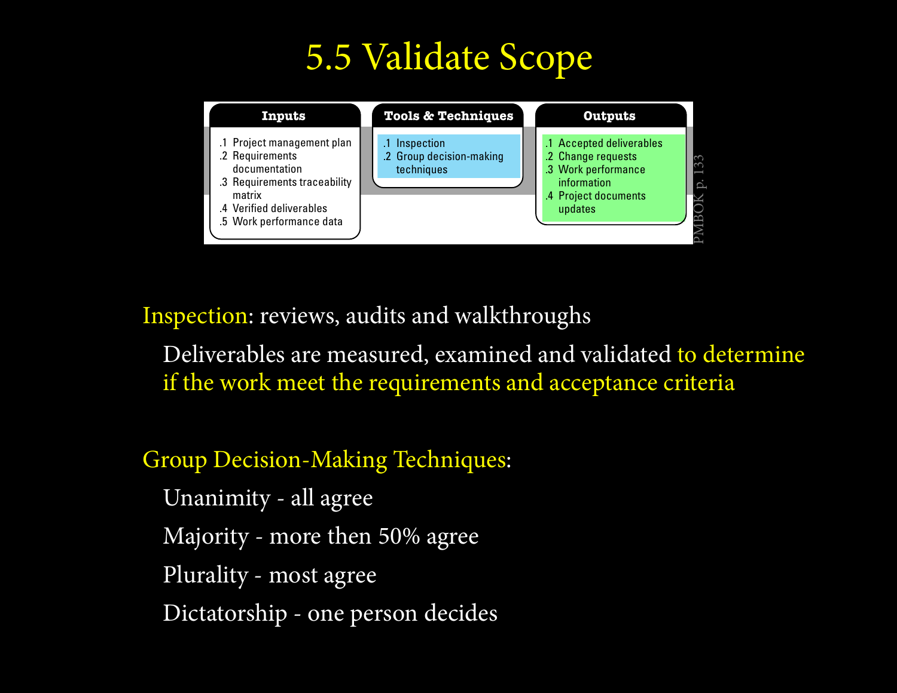# 5.5 Validate Scope

| Inputs | Tools & Techniques | Outputs |
|---|---|---|
| .1 Project management plan<br>.2 Requirements documentation<br>.3 Requirements traceability matrix<br>.4 Verified deliverables<br>.5 Work performance data | .1 Inspection<br>.2 Group decision-making techniques | .1 Accepted deliverables<br>.2 Change requests<br>.3 Work performance information<br>.4 Project documents updates |

PMBOK p. 133

Inspection: reviews, audits and walkthroughs

Deliverables are measured, examined and validated to determine if the work meet the requirements and acceptance criteria

Group Decision-Making Techniques:

- Unanimity - all agree
- Majority - more then 50% agree
- Plurality - most agree
- Dictatorship - one person decides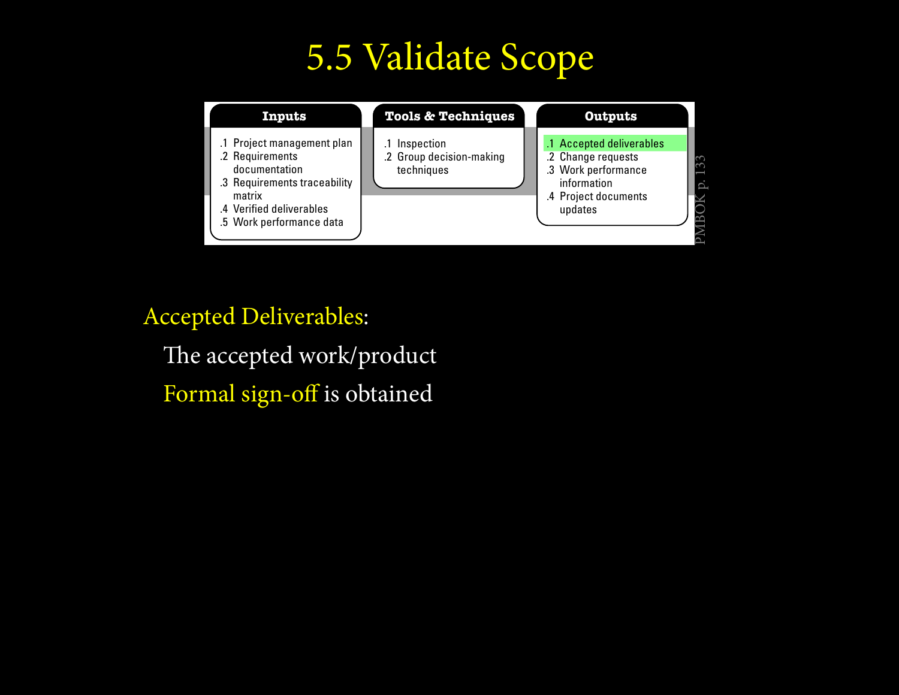# 5.5 Validate Scope

| Inputs | Tools & Techniques | Outputs |
|---|---|---|
| .1 Project management plan<br>.2 Requirements documentation<br>.3 Requirements traceability matrix<br>.4 Verified deliverables<br>.5 Work performance data | .1 Inspection<br>.2 Group decision-making techniques | .1 Accepted deliverables<br>.2 Change requests<br>.3 Work performance information<br>.4 Project documents updates |

PMBOK p. 133

Accepted Deliverables:

The accepted work/product

Formal sign-off is obtained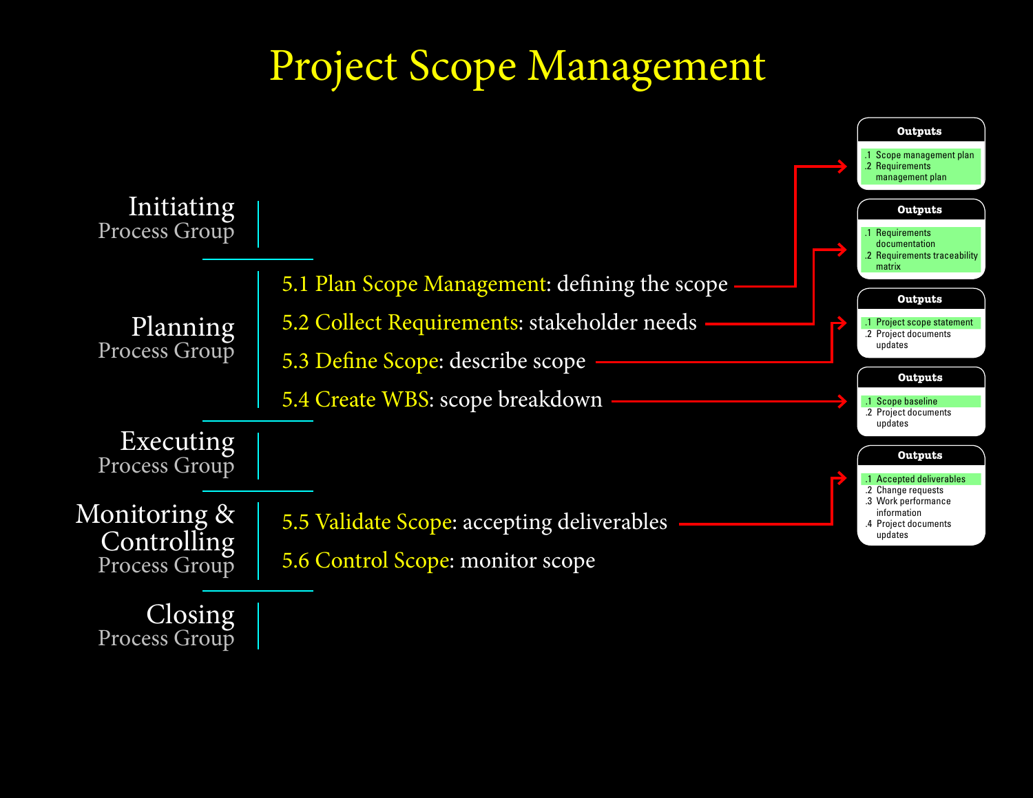# Project Scope Management

## Initiating Process Group

## Planning Process Group

- 5.1 Plan Scope Management: defining the scope
- 5.2 Collect Requirements: stakeholder needs
- 5.3 Define Scope: describe scope
- 5.4 Create WBS: scope breakdown

## Executing Process Group

## Monitoring & Controlling Process Group

- 5.5 Validate Scope: accepting deliverables
- 5.6 Control Scope: monitor scope

## Closing Process Group

---

**Outputs** (5.1 Plan Scope Management)

.1 Scope management plan
.2 Requirements management plan

**Outputs** (5.2 Collect Requirements)

.1 Requirements documentation
.2 Requirements traceability matrix

**Outputs** (5.3 Define Scope)

.1 Project scope statement
.2 Project documents updates

**Outputs** (5.4 Create WBS)

.1 Scope baseline
.2 Project documents updates

**Outputs** (5.5 Validate Scope)

.1 Accepted deliverables
.2 Change requests
.3 Work performance information
.4 Project documents updates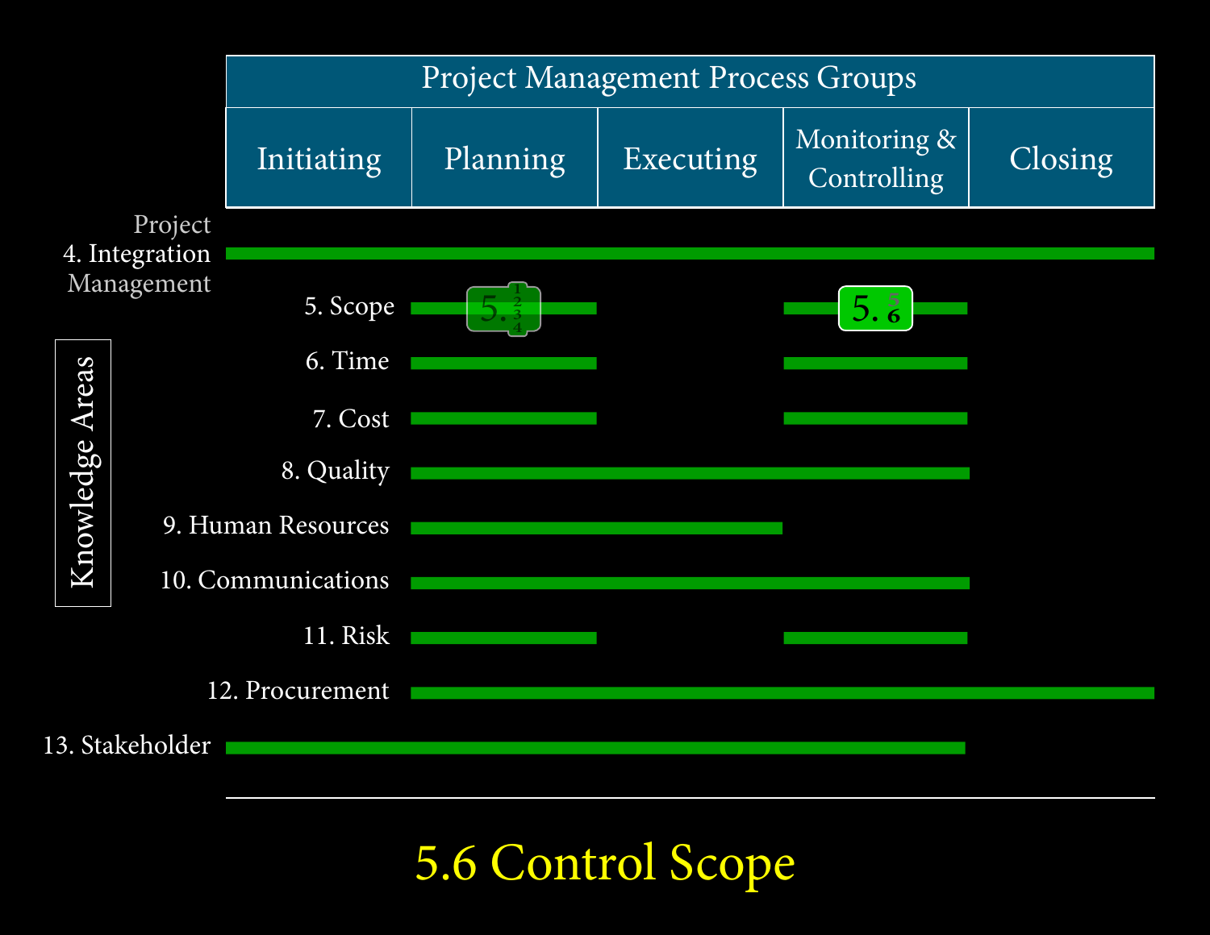## Project Management Process Groups

| Knowledge Areas | Initiating | Planning | Executing | Monitoring & Controlling | Closing |
|---|---|---|---|---|---|
| 4. Project Integration Management | ✓ | ✓ | ✓ | ✓ | ✓ |
| 5. Scope | | 5.1, 5.2, 5.3, 5.4 | | 5.5, 5.6 | |
| 6. Time | | ✓ | | ✓ | |
| 7. Cost | | ✓ | | ✓ | |
| 8. Quality | | ✓ | ✓ | ✓ | |
| 9. Human Resources | | ✓ | ✓ | | |
| 10. Communications | | ✓ | ✓ | ✓ | |
| 11. Risk | | ✓ | | ✓ | |
| 12. Procurement | | ✓ | ✓ | ✓ | ✓ |
| 13. Stakeholder | ✓ | ✓ | ✓ | ✓ | |

# 5.6 Control Scope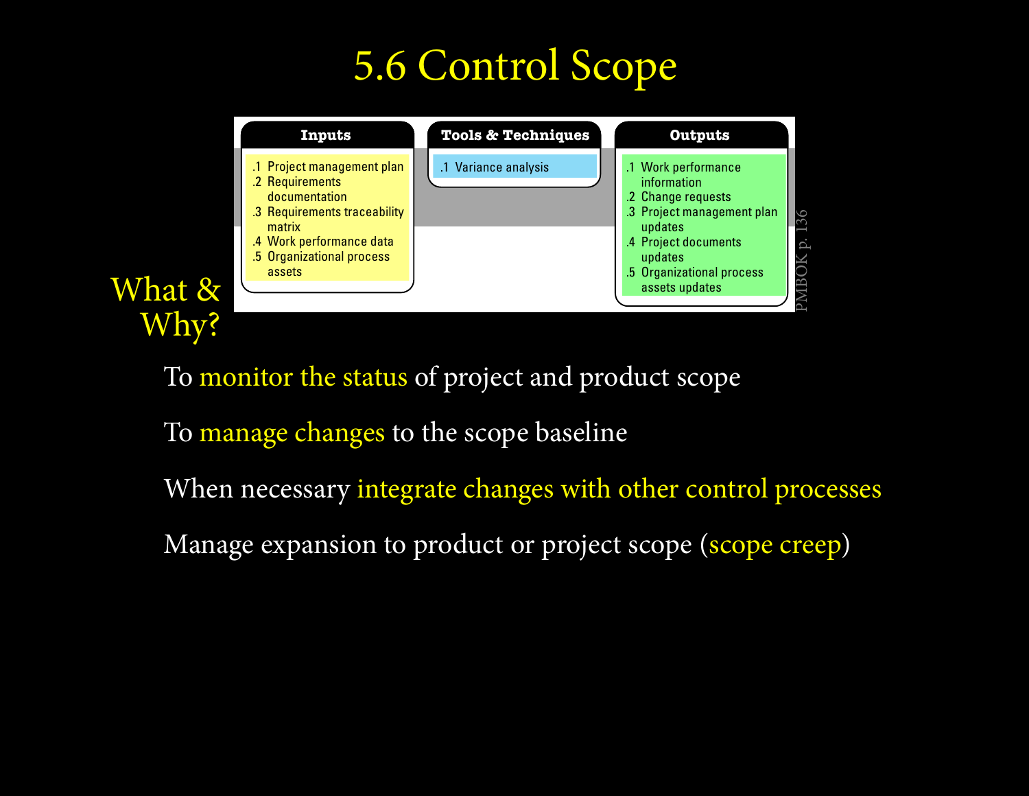# 5.6 Control Scope

| Inputs | Tools & Techniques | Outputs |
| --- | --- | --- |
| .1 Project management plan<br>.2 Requirements documentation<br>.3 Requirements traceability matrix<br>.4 Work performance data<br>.5 Organizational process assets | .1 Variance analysis | .1 Work performance information<br>.2 Change requests<br>.3 Project management plan updates<br>.4 Project documents updates<br>.5 Organizational process assets updates |

PMBOK p. 136

## What & Why?

To monitor the status of project and product scope

To manage changes to the scope baseline

When necessary integrate changes with other control processes

Manage expansion to product or project scope (scope creep)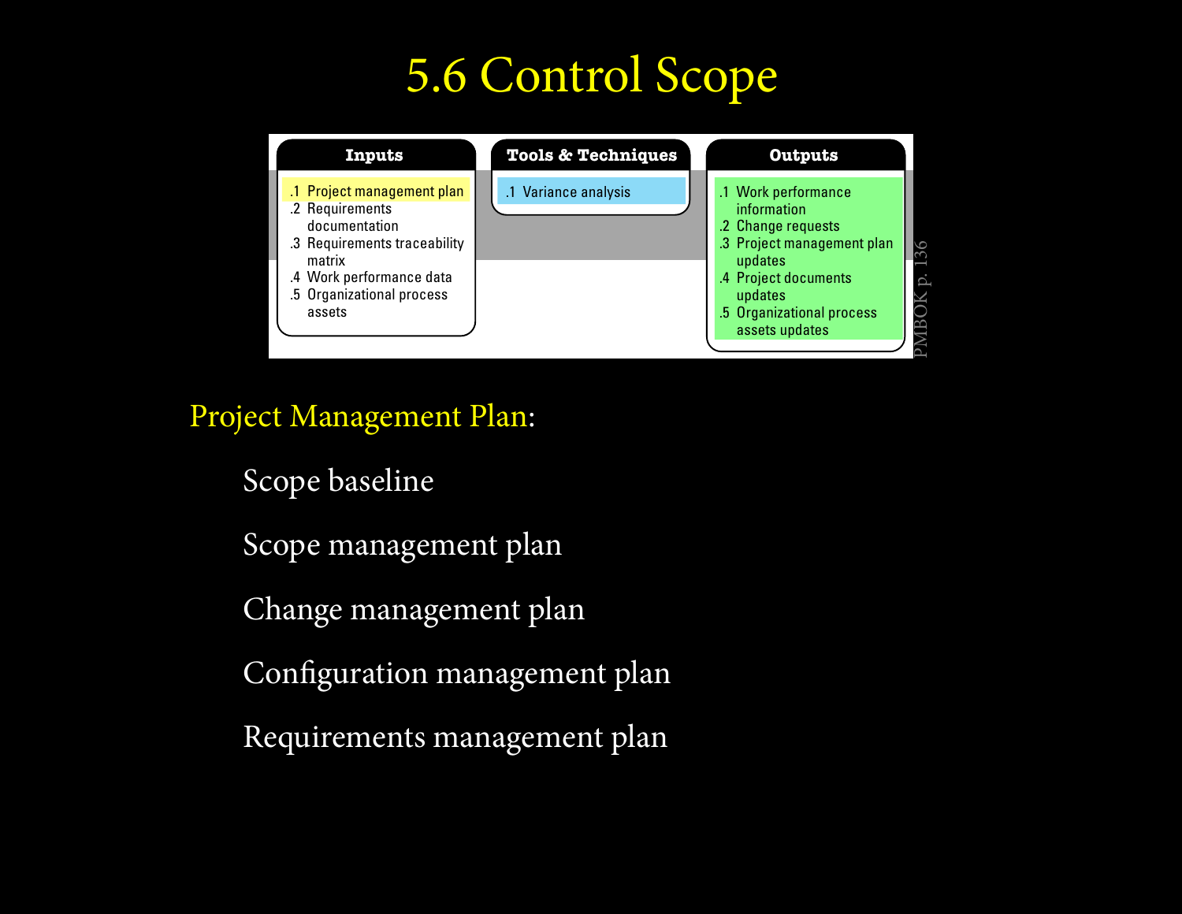# 5.6 Control Scope

| Inputs | Tools & Techniques | Outputs |
| --- | --- | --- |
| .1 Project management plan<br>.2 Requirements documentation<br>.3 Requirements traceability matrix<br>.4 Work performance data<br>.5 Organizational process assets | .1 Variance analysis | .1 Work performance information<br>.2 Change requests<br>.3 Project management plan updates<br>.4 Project documents updates<br>.5 Organizational process assets updates |

PMBOK p. 136

## Project Management Plan:

- Scope baseline
- Scope management plan
- Change management plan
- Configuration management plan
- Requirements management plan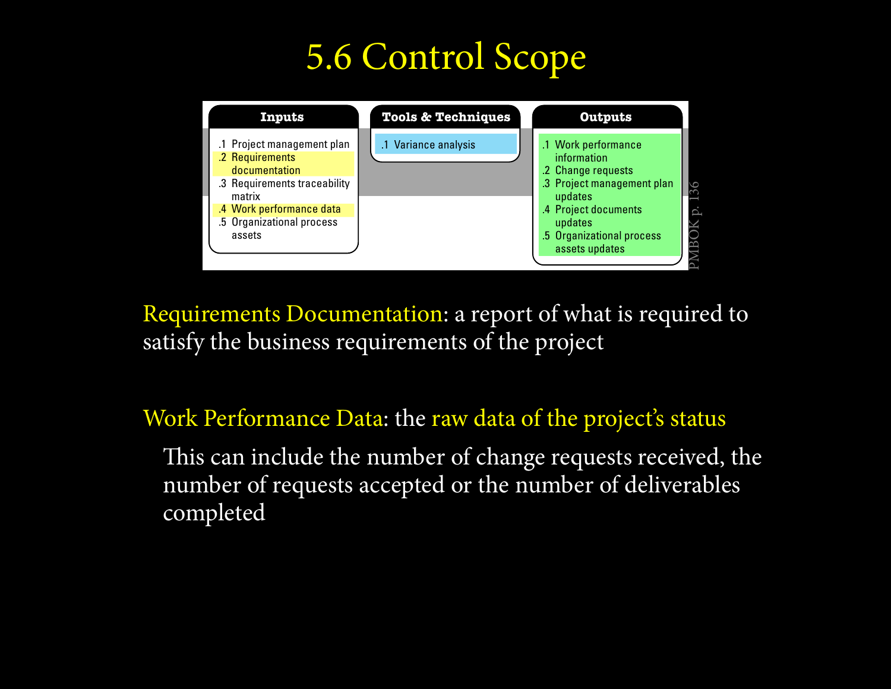# 5.6 Control Scope

| Inputs | Tools & Techniques | Outputs |
| --- | --- | --- |
| .1 Project management plan<br>.2 Requirements documentation<br>.3 Requirements traceability matrix<br>.4 Work performance data<br>.5 Organizational process assets | .1 Variance analysis | .1 Work performance information<br>.2 Change requests<br>.3 Project management plan updates<br>.4 Project documents updates<br>.5 Organizational process assets updates |

PMBOK p. 136

Requirements Documentation: a report of what is required to satisfy the business requirements of the project

Work Performance Data: the raw data of the project's status

This can include the number of change requests received, the number of requests accepted or the number of deliverables completed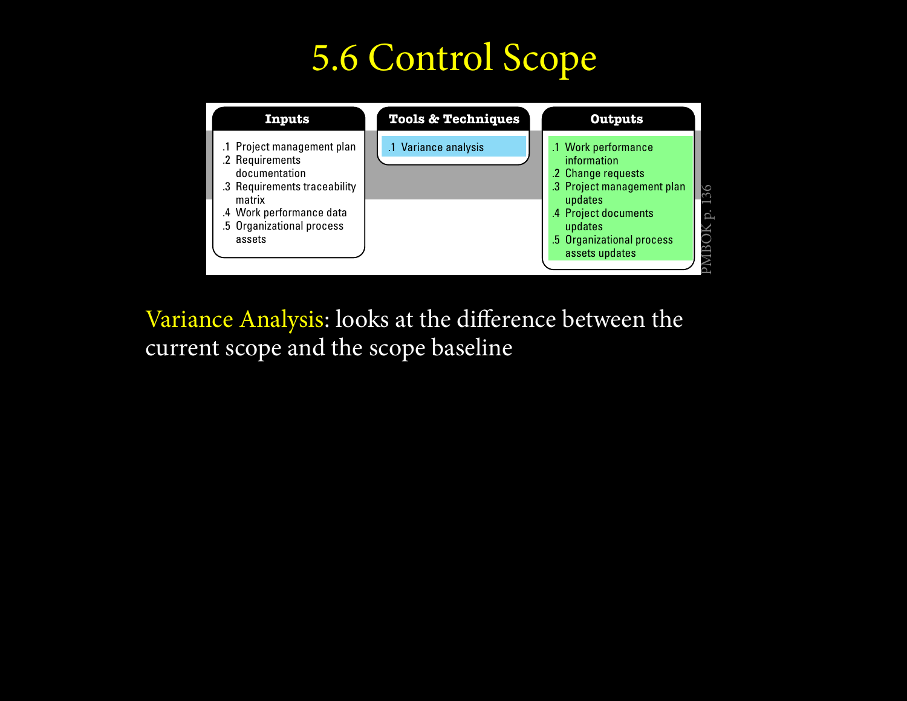# 5.6 Control Scope

| Inputs | Tools & Techniques | Outputs |
| --- | --- | --- |
| .1 Project management plan<br>.2 Requirements documentation<br>.3 Requirements traceability matrix<br>.4 Work performance data<br>.5 Organizational process assets | .1 Variance analysis | .1 Work performance information<br>.2 Change requests<br>.3 Project management plan updates<br>.4 Project documents updates<br>.5 Organizational process assets updates |

PMBOK p. 136

Variance Analysis: looks at the difference between the current scope and the scope baseline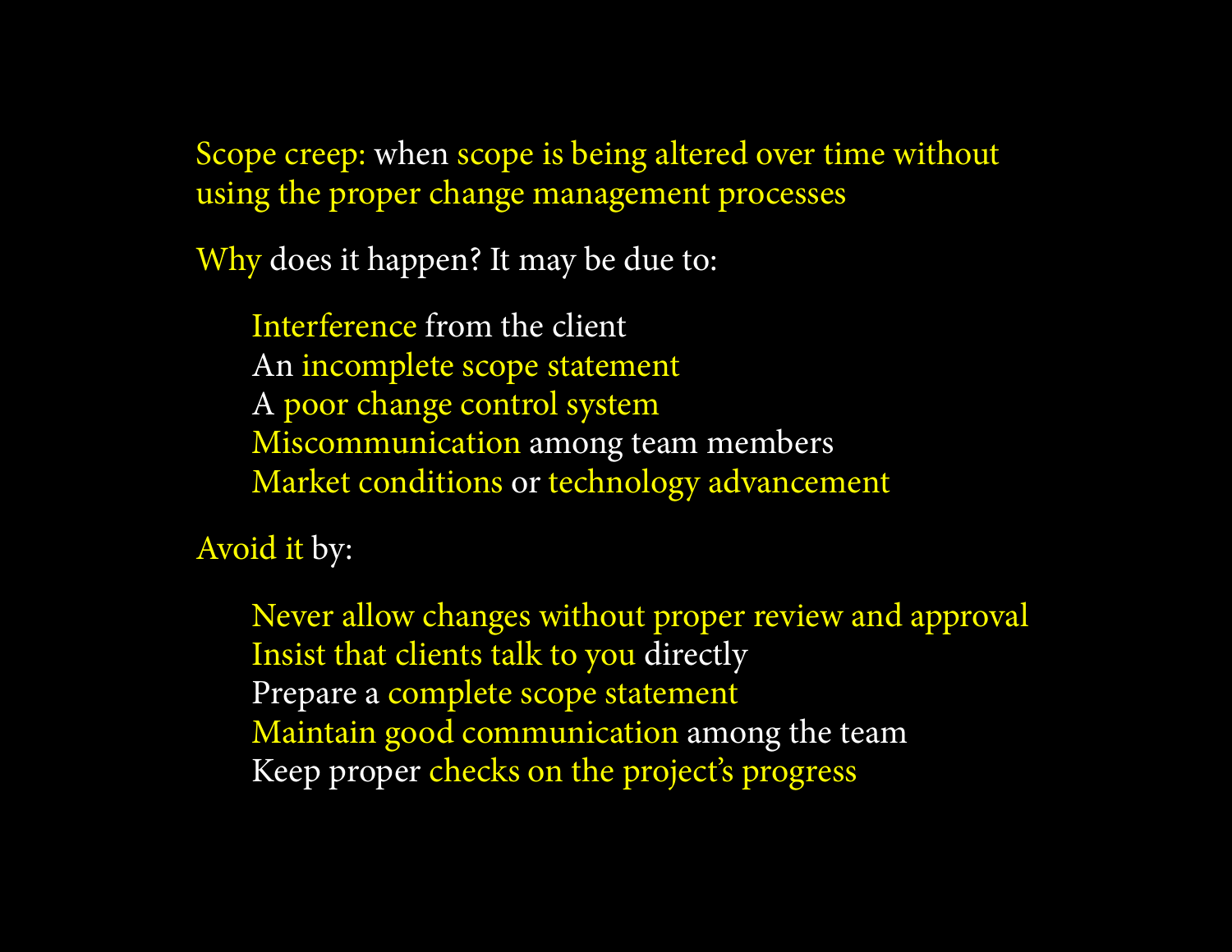Scope creep: when scope is being altered over time without using the proper change management processes

Why does it happen? It may be due to:

- Interference from the client
- An incomplete scope statement
- A poor change control system
- Miscommunication among team members
- Market conditions or technology advancement

Avoid it by:

- Never allow changes without proper review and approval
- Insist that clients talk to you directly
- Prepare a complete scope statement
- Maintain good communication among the team
- Keep proper checks on the project's progress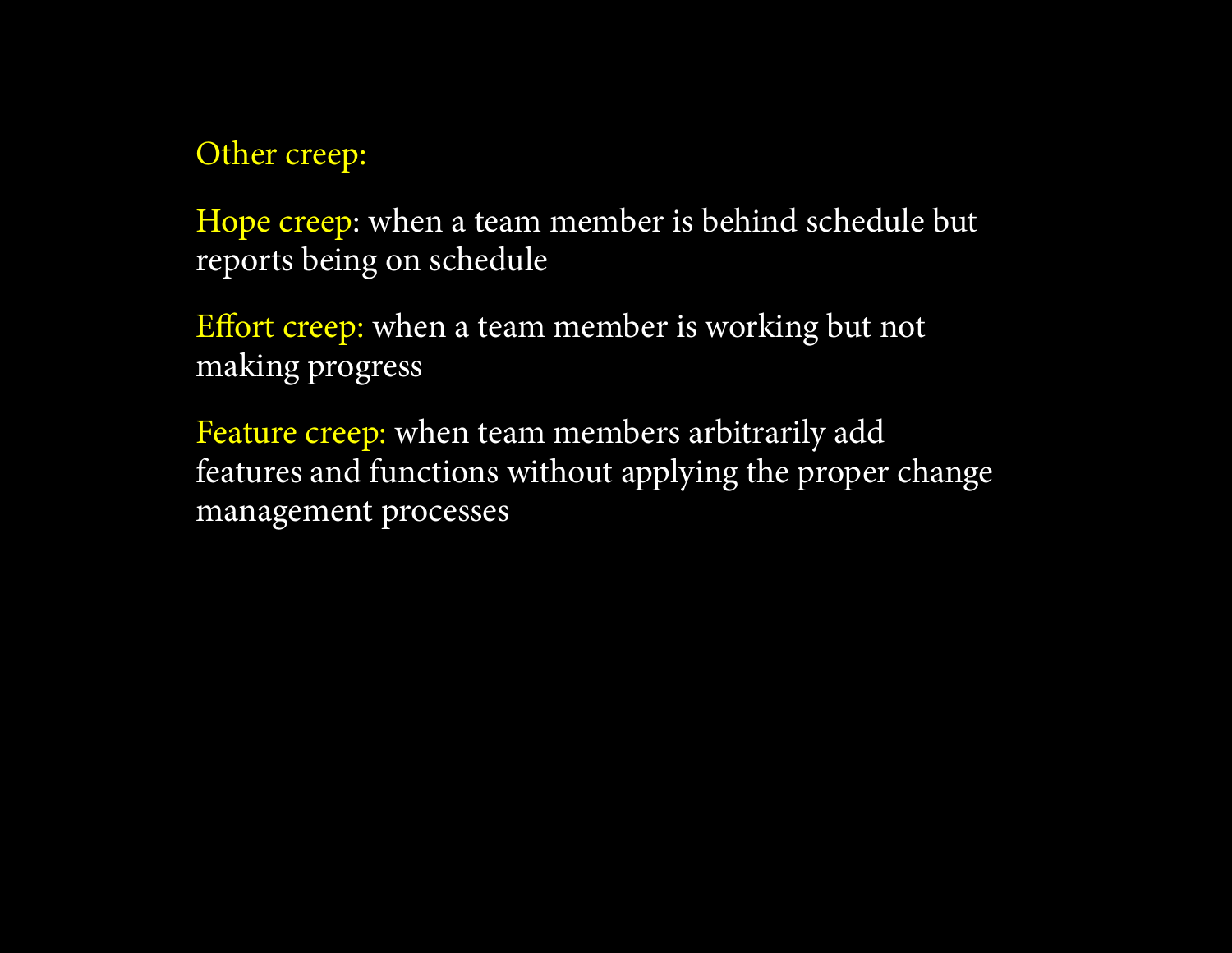Other creep:

**Hope creep**: when a team member is behind schedule but reports being on schedule

**Effort creep:** when a team member is working but not making progress

**Feature creep:** when team members arbitrarily add features and functions without applying the proper change management processes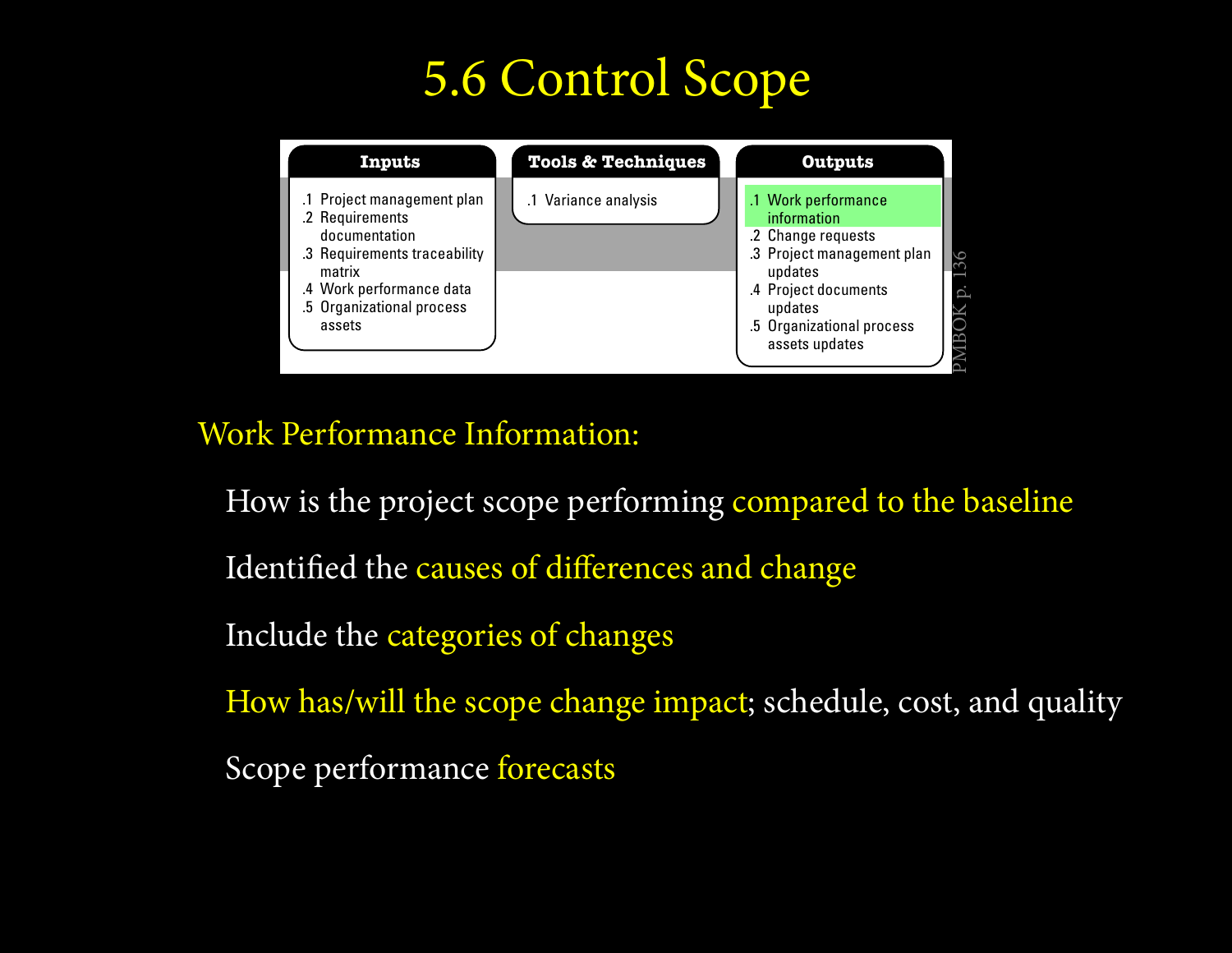# 5.6 Control Scope

| Inputs | Tools & Techniques | Outputs |
| --- | --- | --- |
| .1 Project management plan<br>.2 Requirements documentation<br>.3 Requirements traceability matrix<br>.4 Work performance data<br>.5 Organizational process assets | .1 Variance analysis | .1 Work performance information<br>.2 Change requests<br>.3 Project management plan updates<br>.4 Project documents updates<br>.5 Organizational process assets updates |

PMBOK p. 136

Work Performance Information:

- How is the project scope performing compared to the baseline
- Identified the causes of differences and change
- Include the categories of changes
- How has/will the scope change impact; schedule, cost, and quality
- Scope performance forecasts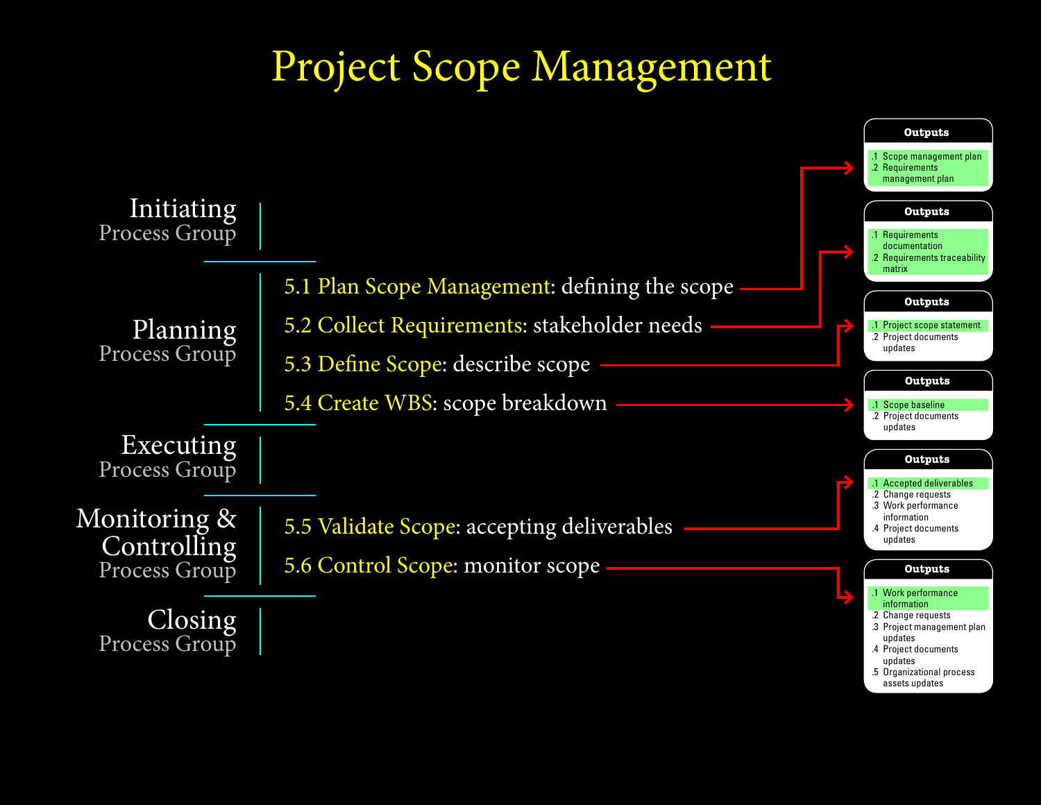# Project Scope Management

**Initiating** Process Group

**Planning** Process Group

- 5.1 Plan Scope Management: defining the scope
- 5.2 Collect Requirements: stakeholder needs
- 5.3 Define Scope: describe scope
- 5.4 Create WBS: scope breakdown

**Executing** Process Group

**Monitoring & Controlling** Process Group

- 5.5 Validate Scope: accepting deliverables
- 5.6 Control Scope: monitor scope

**Closing** Process Group

**5.1 Outputs**
- .1 Scope management plan
- .2 Requirements management plan

**5.2 Outputs**
- .1 Requirements documentation
- .2 Requirements traceability matrix

**5.3 Outputs**
- .1 Project scope statement
- .2 Project documents updates

**5.4 Outputs**
- .1 Scope baseline
- .2 Project documents updates

**5.5 Outputs**
- .1 Accepted deliverables
- .2 Change requests
- .3 Work performance information
- .4 Project documents updates

**5.6 Outputs**
- .1 Work performance information
- .2 Change requests
- .3 Project management plan updates
- .4 Project documents updates
- .5 Organizational process assets updates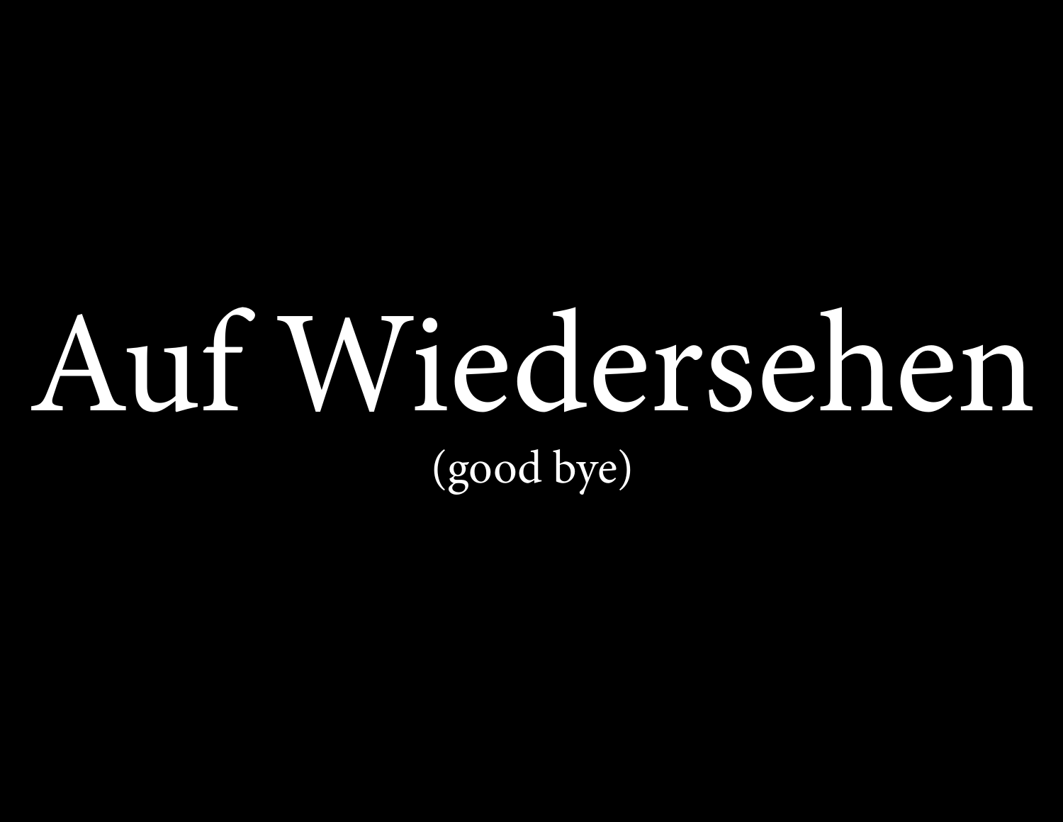# Auf Wiedersehen

(good bye)